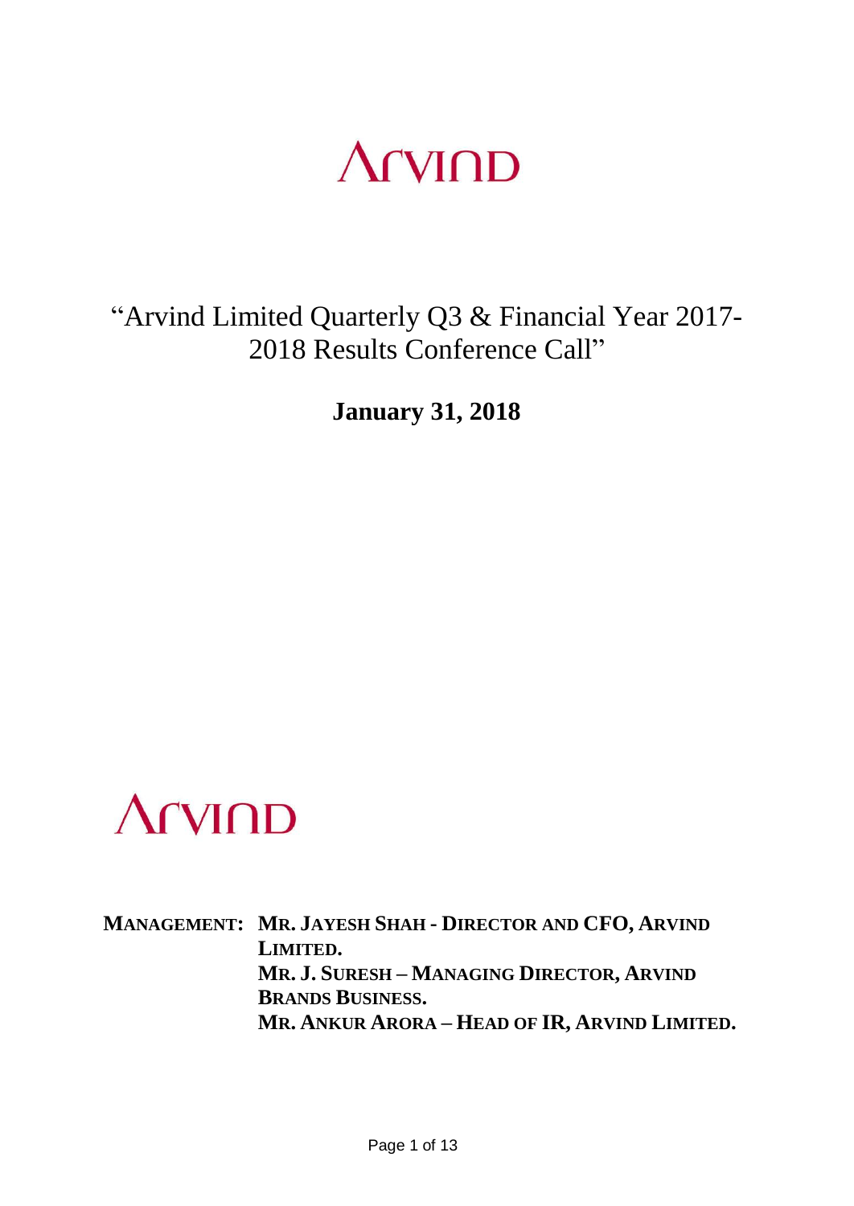# “Arvind Limited Quarterly Q3 & Financial Year 2017-2018 Results Conference Call”

**January 31, 2018**

**MANAGEMENT:** **MR. JAYESH SHAH - DIRECTOR AND CFO, ARVIND LIMITED.**
**MR. J. SURESH – MANAGING DIRECTOR, ARVIND BRANDS BUSINESS.**
**MR. ANKUR ARORA – HEAD OF IR, ARVIND LIMITED.**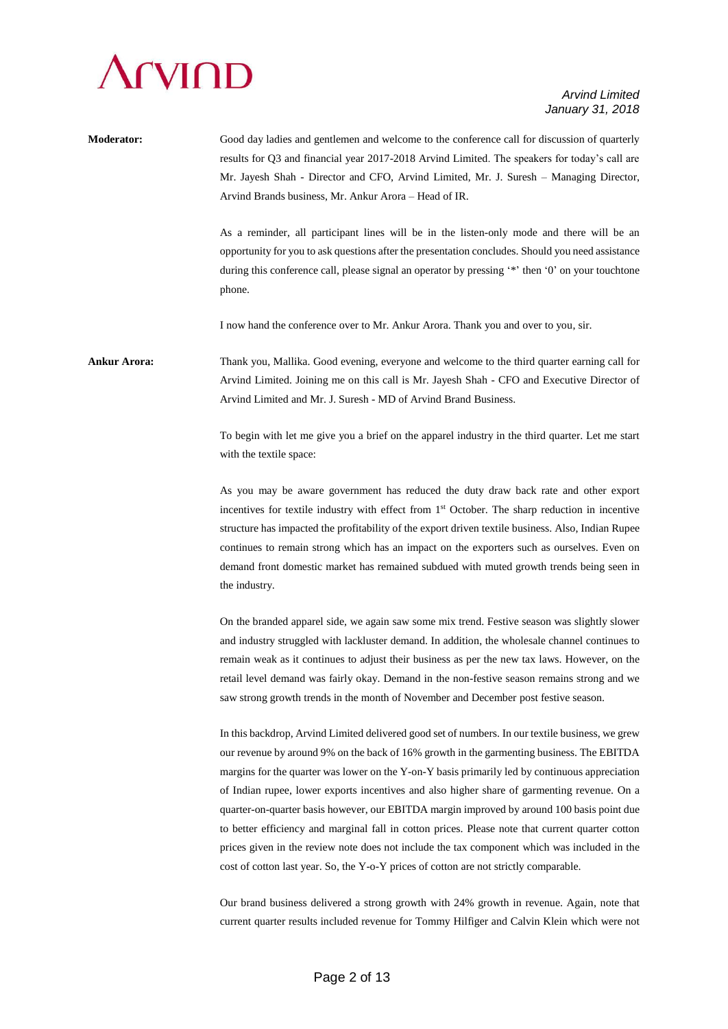**Moderator:** Good day ladies and gentlemen and welcome to the conference call for discussion of quarterly results for Q3 and financial year 2017-2018 Arvind Limited. The speakers for today's call are Mr. Jayesh Shah - Director and CFO, Arvind Limited, Mr. J. Suresh – Managing Director, Arvind Brands business, Mr. Ankur Arora – Head of IR.

As a reminder, all participant lines will be in the listen-only mode and there will be an opportunity for you to ask questions after the presentation concludes. Should you need assistance during this conference call, please signal an operator by pressing '*' then '0' on your touchtone phone.

I now hand the conference over to Mr. Ankur Arora. Thank you and over to you, sir.

**Ankur Arora:** Thank you, Mallika. Good evening, everyone and welcome to the third quarter earning call for Arvind Limited. Joining me on this call is Mr. Jayesh Shah - CFO and Executive Director of Arvind Limited and Mr. J. Suresh - MD of Arvind Brand Business.

To begin with let me give you a brief on the apparel industry in the third quarter. Let me start with the textile space:

As you may be aware government has reduced the duty draw back rate and other export incentives for textile industry with effect from 1st October. The sharp reduction in incentive structure has impacted the profitability of the export driven textile business. Also, Indian Rupee continues to remain strong which has an impact on the exporters such as ourselves. Even on demand front domestic market has remained subdued with muted growth trends being seen in the industry.

On the branded apparel side, we again saw some mix trend. Festive season was slightly slower and industry struggled with lackluster demand. In addition, the wholesale channel continues to remain weak as it continues to adjust their business as per the new tax laws. However, on the retail level demand was fairly okay. Demand in the non-festive season remains strong and we saw strong growth trends in the month of November and December post festive season.

In this backdrop, Arvind Limited delivered good set of numbers. In our textile business, we grew our revenue by around 9% on the back of 16% growth in the garmenting business. The EBITDA margins for the quarter was lower on the Y-on-Y basis primarily led by continuous appreciation of Indian rupee, lower exports incentives and also higher share of garmenting revenue. On a quarter-on-quarter basis however, our EBITDA margin improved by around 100 basis point due to better efficiency and marginal fall in cotton prices. Please note that current quarter cotton prices given in the review note does not include the tax component which was included in the cost of cotton last year. So, the Y-o-Y prices of cotton are not strictly comparable.

Our brand business delivered a strong growth with 24% growth in revenue. Again, note that current quarter results included revenue for Tommy Hilfiger and Calvin Klein which were not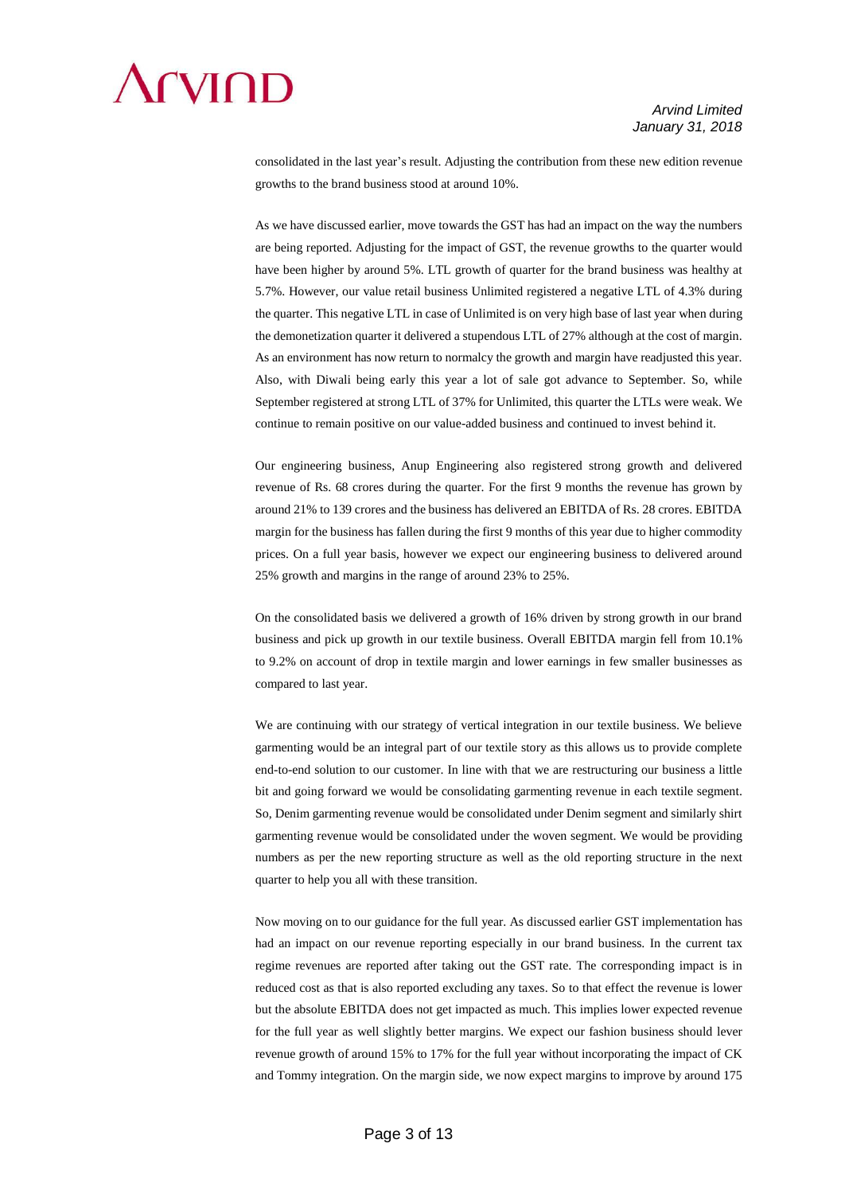consolidated in the last year's result. Adjusting the contribution from these new edition revenue growths to the brand business stood at around 10%.

As we have discussed earlier, move towards the GST has had an impact on the way the numbers are being reported. Adjusting for the impact of GST, the revenue growths to the quarter would have been higher by around 5%. LTL growth of quarter for the brand business was healthy at 5.7%. However, our value retail business Unlimited registered a negative LTL of 4.3% during the quarter. This negative LTL in case of Unlimited is on very high base of last year when during the demonetization quarter it delivered a stupendous LTL of 27% although at the cost of margin. As an environment has now return to normalcy the growth and margin have readjusted this year. Also, with Diwali being early this year a lot of sale got advance to September. So, while September registered at strong LTL of 37% for Unlimited, this quarter the LTLs were weak. We continue to remain positive on our value-added business and continued to invest behind it.

Our engineering business, Anup Engineering also registered strong growth and delivered revenue of Rs. 68 crores during the quarter. For the first 9 months the revenue has grown by around 21% to 139 crores and the business has delivered an EBITDA of Rs. 28 crores. EBITDA margin for the business has fallen during the first 9 months of this year due to higher commodity prices. On a full year basis, however we expect our engineering business to delivered around 25% growth and margins in the range of around 23% to 25%.

On the consolidated basis we delivered a growth of 16% driven by strong growth in our brand business and pick up growth in our textile business. Overall EBITDA margin fell from 10.1% to 9.2% on account of drop in textile margin and lower earnings in few smaller businesses as compared to last year.

We are continuing with our strategy of vertical integration in our textile business. We believe garmenting would be an integral part of our textile story as this allows us to provide complete end-to-end solution to our customer. In line with that we are restructuring our business a little bit and going forward we would be consolidating garmenting revenue in each textile segment. So, Denim garmenting revenue would be consolidated under Denim segment and similarly shirt garmenting revenue would be consolidated under the woven segment. We would be providing numbers as per the new reporting structure as well as the old reporting structure in the next quarter to help you all with these transition.

Now moving on to our guidance for the full year. As discussed earlier GST implementation has had an impact on our revenue reporting especially in our brand business. In the current tax regime revenues are reported after taking out the GST rate. The corresponding impact is in reduced cost as that is also reported excluding any taxes. So to that effect the revenue is lower but the absolute EBITDA does not get impacted as much. This implies lower expected revenue for the full year as well slightly better margins. We expect our fashion business should lever revenue growth of around 15% to 17% for the full year without incorporating the impact of CK and Tommy integration. On the margin side, we now expect margins to improve by around 175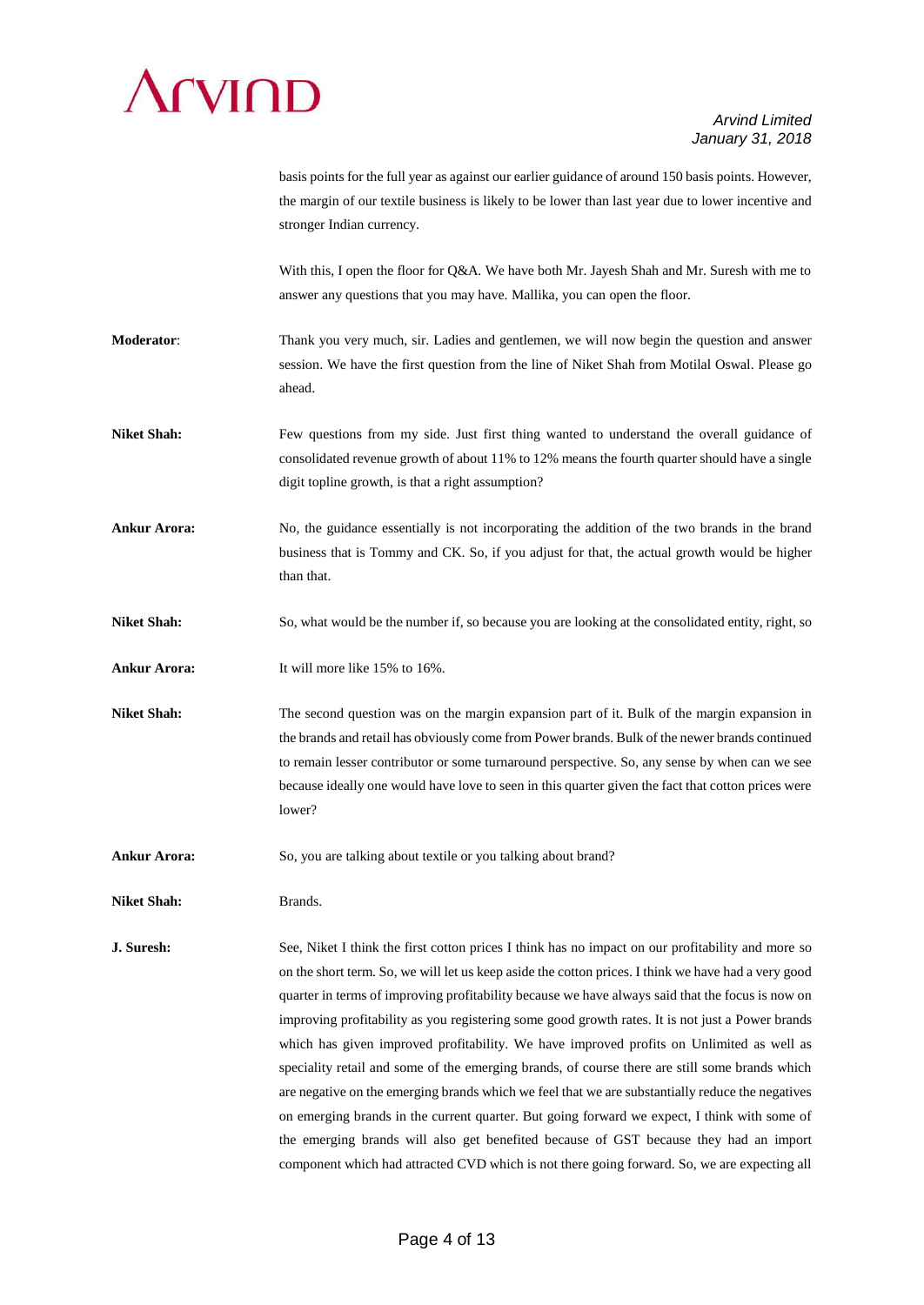basis points for the full year as against our earlier guidance of around 150 basis points. However, the margin of our textile business is likely to be lower than last year due to lower incentive and stronger Indian currency.

With this, I open the floor for Q&A. We have both Mr. Jayesh Shah and Mr. Suresh with me to answer any questions that you may have. Mallika, you can open the floor.

**Moderator**: Thank you very much, sir. Ladies and gentlemen, we will now begin the question and answer session. We have the first question from the line of Niket Shah from Motilal Oswal. Please go ahead.

**Niket Shah:** Few questions from my side. Just first thing wanted to understand the overall guidance of consolidated revenue growth of about 11% to 12% means the fourth quarter should have a single digit topline growth, is that a right assumption?

**Ankur Arora:** No, the guidance essentially is not incorporating the addition of the two brands in the brand business that is Tommy and CK. So, if you adjust for that, the actual growth would be higher than that.

**Niket Shah:** So, what would be the number if, so because you are looking at the consolidated entity, right, so

**Ankur Arora:** It will more like 15% to 16%.

**Niket Shah:** The second question was on the margin expansion part of it. Bulk of the margin expansion in the brands and retail has obviously come from Power brands. Bulk of the newer brands continued to remain lesser contributor or some turnaround perspective. So, any sense by when can we see because ideally one would have love to seen in this quarter given the fact that cotton prices were lower?

**Ankur Arora:** So, you are talking about textile or you talking about brand?

**Niket Shah:** Brands.

**J. Suresh:** See, Niket I think the first cotton prices I think has no impact on our profitability and more so on the short term. So, we will let us keep aside the cotton prices. I think we have had a very good quarter in terms of improving profitability because we have always said that the focus is now on improving profitability as you registering some good growth rates. It is not just a Power brands which has given improved profitability. We have improved profits on Unlimited as well as speciality retail and some of the emerging brands, of course there are still some brands which are negative on the emerging brands which we feel that we are substantially reduce the negatives on emerging brands in the current quarter. But going forward we expect, I think with some of the emerging brands will also get benefited because of GST because they had an import component which had attracted CVD which is not there going forward. So, we are expecting all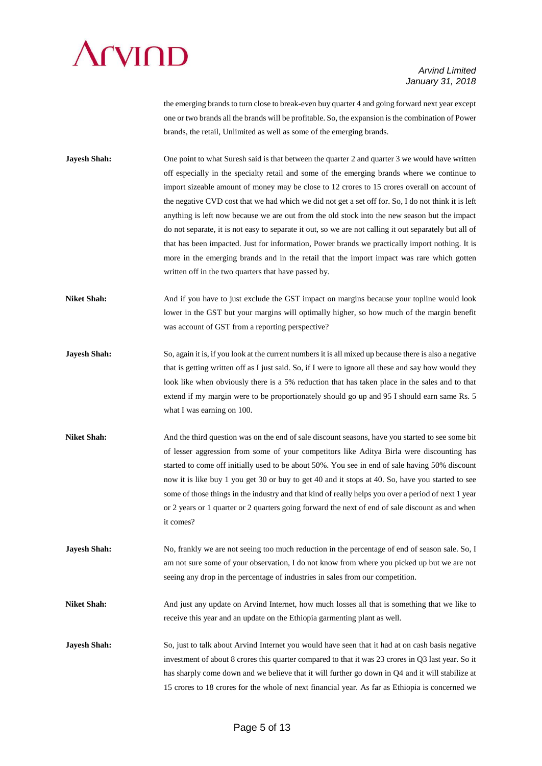the emerging brands to turn close to break-even buy quarter 4 and going forward next year except one or two brands all the brands will be profitable. So, the expansion is the combination of Power brands, the retail, Unlimited as well as some of the emerging brands.

**Jayesh Shah:** One point to what Suresh said is that between the quarter 2 and quarter 3 we would have written off especially in the specialty retail and some of the emerging brands where we continue to import sizeable amount of money may be close to 12 crores to 15 crores overall on account of the negative CVD cost that we had which we did not get a set off for. So, I do not think it is left anything is left now because we are out from the old stock into the new season but the impact do not separate, it is not easy to separate it out, so we are not calling it out separately but all of that has been impacted. Just for information, Power brands we practically import nothing. It is more in the emerging brands and in the retail that the import impact was rare which gotten written off in the two quarters that have passed by.

**Niket Shah:** And if you have to just exclude the GST impact on margins because your topline would look lower in the GST but your margins will optimally higher, so how much of the margin benefit was account of GST from a reporting perspective?

**Jayesh Shah:** So, again it is, if you look at the current numbers it is all mixed up because there is also a negative that is getting written off as I just said. So, if I were to ignore all these and say how would they look like when obviously there is a 5% reduction that has taken place in the sales and to that extend if my margin were to be proportionately should go up and 95 I should earn same Rs. 5 what I was earning on 100.

**Niket Shah:** And the third question was on the end of sale discount seasons, have you started to see some bit of lesser aggression from some of your competitors like Aditya Birla were discounting has started to come off initially used to be about 50%. You see in end of sale having 50% discount now it is like buy 1 you get 30 or buy to get 40 and it stops at 40. So, have you started to see some of those things in the industry and that kind of really helps you over a period of next 1 year or 2 years or 1 quarter or 2 quarters going forward the next of end of sale discount as and when it comes?

**Jayesh Shah:** No, frankly we are not seeing too much reduction in the percentage of end of season sale. So, I am not sure some of your observation, I do not know from where you picked up but we are not seeing any drop in the percentage of industries in sales from our competition.

**Niket Shah:** And just any update on Arvind Internet, how much losses all that is something that we like to receive this year and an update on the Ethiopia garmenting plant as well.

**Jayesh Shah:** So, just to talk about Arvind Internet you would have seen that it had at on cash basis negative investment of about 8 crores this quarter compared to that it was 23 crores in Q3 last year. So it has sharply come down and we believe that it will further go down in Q4 and it will stabilize at 15 crores to 18 crores for the whole of next financial year. As far as Ethiopia is concerned we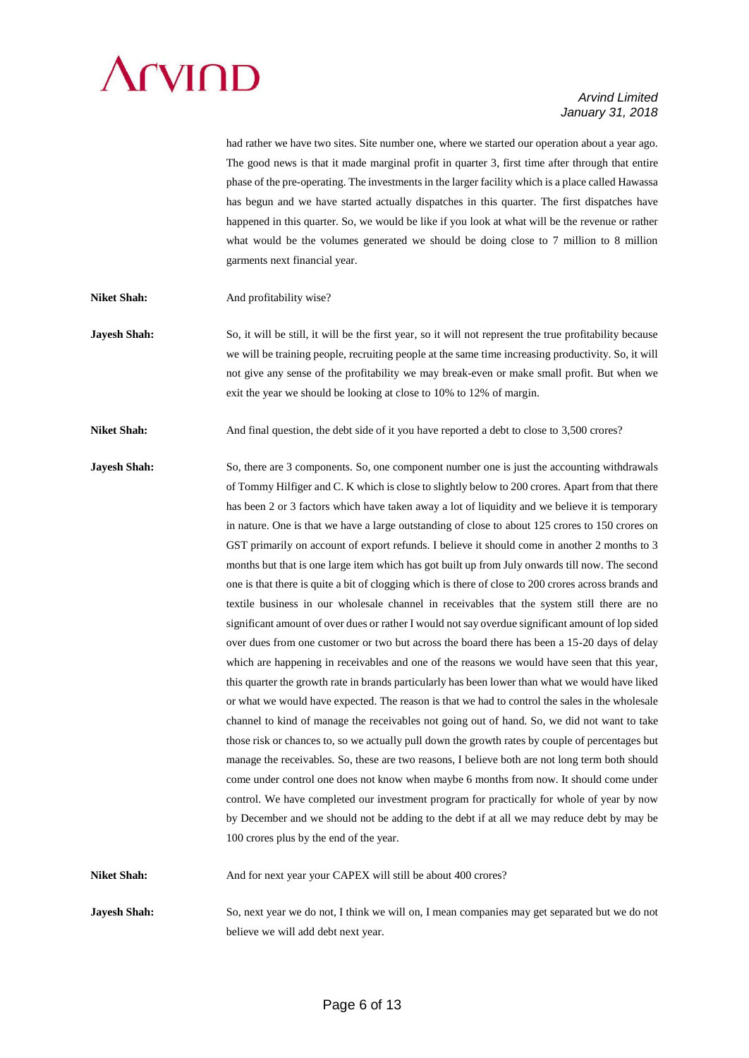had rather we have two sites. Site number one, where we started our operation about a year ago. The good news is that it made marginal profit in quarter 3, first time after through that entire phase of the pre-operating. The investments in the larger facility which is a place called Hawassa has begun and we have started actually dispatches in this quarter. The first dispatches have happened in this quarter. So, we would be like if you look at what will be the revenue or rather what would be the volumes generated we should be doing close to 7 million to 8 million garments next financial year.

**Niket Shah:** And profitability wise?

**Jayesh Shah:** So, it will be still, it will be the first year, so it will not represent the true profitability because we will be training people, recruiting people at the same time increasing productivity. So, it will not give any sense of the profitability we may break-even or make small profit. But when we exit the year we should be looking at close to 10% to 12% of margin.

**Niket Shah:** And final question, the debt side of it you have reported a debt to close to 3,500 crores?

**Jayesh Shah:** So, there are 3 components. So, one component number one is just the accounting withdrawals of Tommy Hilfiger and C. K which is close to slightly below to 200 crores. Apart from that there has been 2 or 3 factors which have taken away a lot of liquidity and we believe it is temporary in nature. One is that we have a large outstanding of close to about 125 crores to 150 crores on GST primarily on account of export refunds. I believe it should come in another 2 months to 3 months but that is one large item which has got built up from July onwards till now. The second one is that there is quite a bit of clogging which is there of close to 200 crores across brands and textile business in our wholesale channel in receivables that the system still there are no significant amount of over dues or rather I would not say overdue significant amount of lop sided over dues from one customer or two but across the board there has been a 15-20 days of delay which are happening in receivables and one of the reasons we would have seen that this year, this quarter the growth rate in brands particularly has been lower than what we would have liked or what we would have expected. The reason is that we had to control the sales in the wholesale channel to kind of manage the receivables not going out of hand. So, we did not want to take those risk or chances to, so we actually pull down the growth rates by couple of percentages but manage the receivables. So, these are two reasons, I believe both are not long term both should come under control one does not know when maybe 6 months from now. It should come under control. We have completed our investment program for practically for whole of year by now by December and we should not be adding to the debt if at all we may reduce debt by may be 100 crores plus by the end of the year.

**Niket Shah:** And for next year your CAPEX will still be about 400 crores?

**Jayesh Shah:** So, next year we do not, I think we will on, I mean companies may get separated but we do not believe we will add debt next year.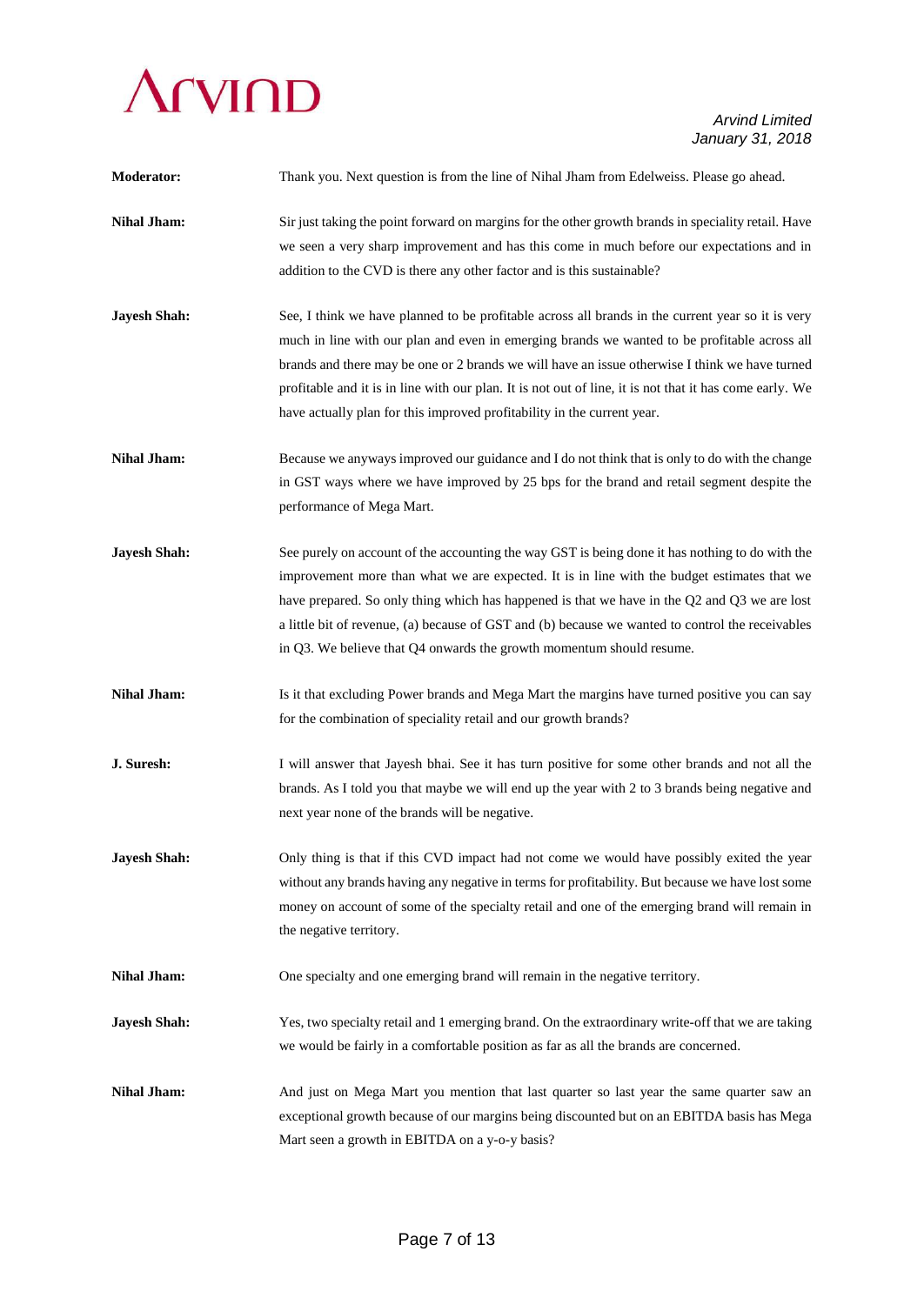**Moderator:** Thank you. Next question is from the line of Nihal Jham from Edelweiss. Please go ahead.

**Nihal Jham:** Sir just taking the point forward on margins for the other growth brands in speciality retail. Have we seen a very sharp improvement and has this come in much before our expectations and in addition to the CVD is there any other factor and is this sustainable?

**Jayesh Shah:** See, I think we have planned to be profitable across all brands in the current year so it is very much in line with our plan and even in emerging brands we wanted to be profitable across all brands and there may be one or 2 brands we will have an issue otherwise I think we have turned profitable and it is in line with our plan. It is not out of line, it is not that it has come early. We have actually plan for this improved profitability in the current year.

**Nihal Jham:** Because we anyways improved our guidance and I do not think that is only to do with the change in GST ways where we have improved by 25 bps for the brand and retail segment despite the performance of Mega Mart.

**Jayesh Shah:** See purely on account of the accounting the way GST is being done it has nothing to do with the improvement more than what we are expected. It is in line with the budget estimates that we have prepared. So only thing which has happened is that we have in the Q2 and Q3 we are lost a little bit of revenue, (a) because of GST and (b) because we wanted to control the receivables in Q3. We believe that Q4 onwards the growth momentum should resume.

**Nihal Jham:** Is it that excluding Power brands and Mega Mart the margins have turned positive you can say for the combination of speciality retail and our growth brands?

**J. Suresh:** I will answer that Jayesh bhai. See it has turn positive for some other brands and not all the brands. As I told you that maybe we will end up the year with 2 to 3 brands being negative and next year none of the brands will be negative.

**Jayesh Shah:** Only thing is that if this CVD impact had not come we would have possibly exited the year without any brands having any negative in terms for profitability. But because we have lost some money on account of some of the specialty retail and one of the emerging brand will remain in the negative territory.

**Nihal Jham:** One specialty and one emerging brand will remain in the negative territory.

**Jayesh Shah:** Yes, two specialty retail and 1 emerging brand. On the extraordinary write-off that we are taking we would be fairly in a comfortable position as far as all the brands are concerned.

**Nihal Jham:** And just on Mega Mart you mention that last quarter so last year the same quarter saw an exceptional growth because of our margins being discounted but on an EBITDA basis has Mega Mart seen a growth in EBITDA on a y-o-y basis?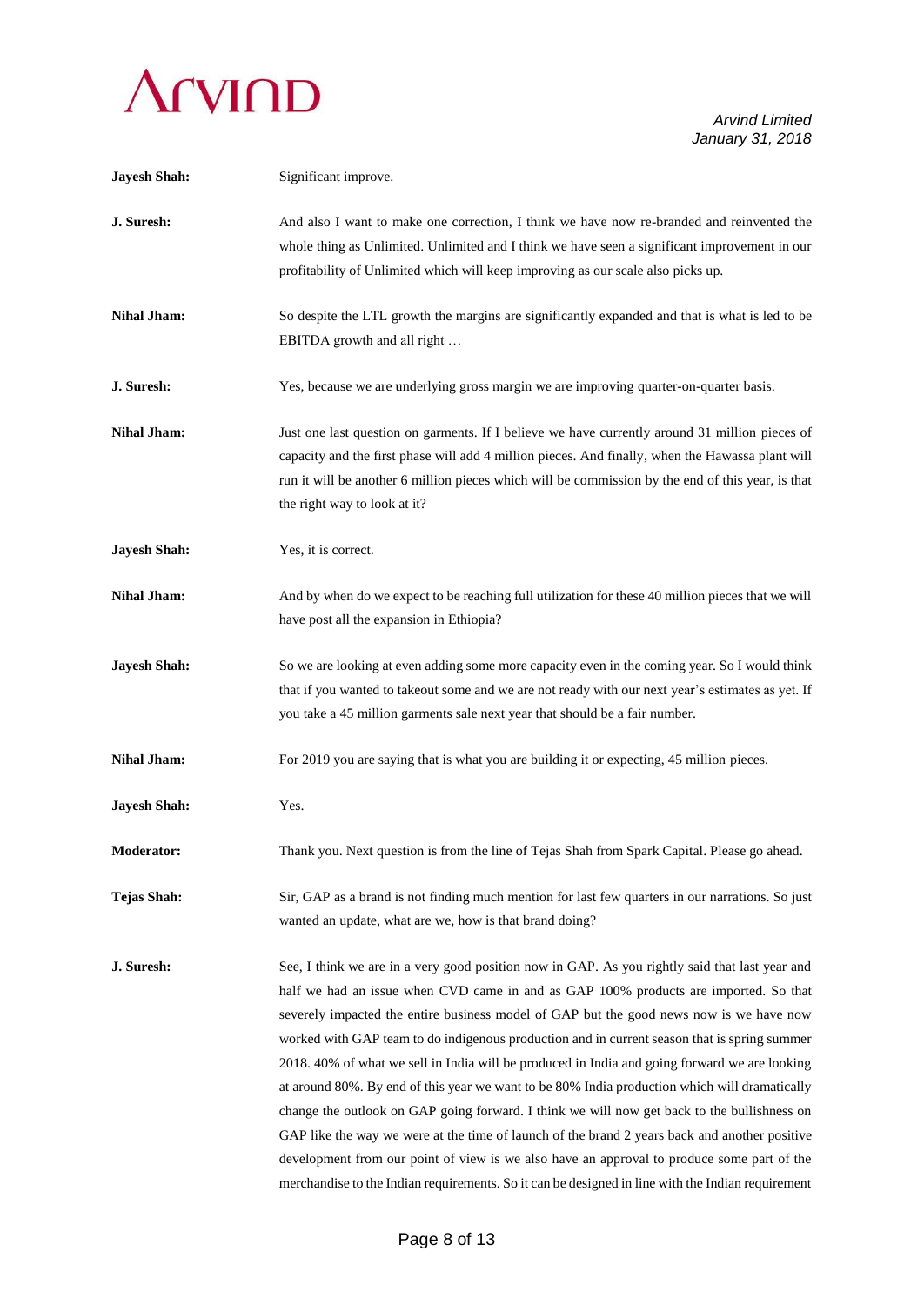**Jayesh Shah:** Significant improve.

**J. Suresh:** And also I want to make one correction, I think we have now re-branded and reinvented the whole thing as Unlimited. Unlimited and I think we have seen a significant improvement in our profitability of Unlimited which will keep improving as our scale also picks up.

**Nihal Jham:** So despite the LTL growth the margins are significantly expanded and that is what is led to be EBITDA growth and all right …

**J. Suresh:** Yes, because we are underlying gross margin we are improving quarter-on-quarter basis.

**Nihal Jham:** Just one last question on garments. If I believe we have currently around 31 million pieces of capacity and the first phase will add 4 million pieces. And finally, when the Hawassa plant will run it will be another 6 million pieces which will be commission by the end of this year, is that the right way to look at it?

**Jayesh Shah:** Yes, it is correct.

**Nihal Jham:** And by when do we expect to be reaching full utilization for these 40 million pieces that we will have post all the expansion in Ethiopia?

**Jayesh Shah:** So we are looking at even adding some more capacity even in the coming year. So I would think that if you wanted to takeout some and we are not ready with our next year's estimates as yet. If you take a 45 million garments sale next year that should be a fair number.

**Nihal Jham:** For 2019 you are saying that is what you are building it or expecting, 45 million pieces.

**Jayesh Shah:** Yes.

**Moderator:** Thank you. Next question is from the line of Tejas Shah from Spark Capital. Please go ahead.

**Tejas Shah:** Sir, GAP as a brand is not finding much mention for last few quarters in our narrations. So just wanted an update, what are we, how is that brand doing?

**J. Suresh:** See, I think we are in a very good position now in GAP. As you rightly said that last year and half we had an issue when CVD came in and as GAP 100% products are imported. So that severely impacted the entire business model of GAP but the good news now is we have now worked with GAP team to do indigenous production and in current season that is spring summer 2018. 40% of what we sell in India will be produced in India and going forward we are looking at around 80%. By end of this year we want to be 80% India production which will dramatically change the outlook on GAP going forward. I think we will now get back to the bullishness on GAP like the way we were at the time of launch of the brand 2 years back and another positive development from our point of view is we also have an approval to produce some part of the merchandise to the Indian requirements. So it can be designed in line with the Indian requirement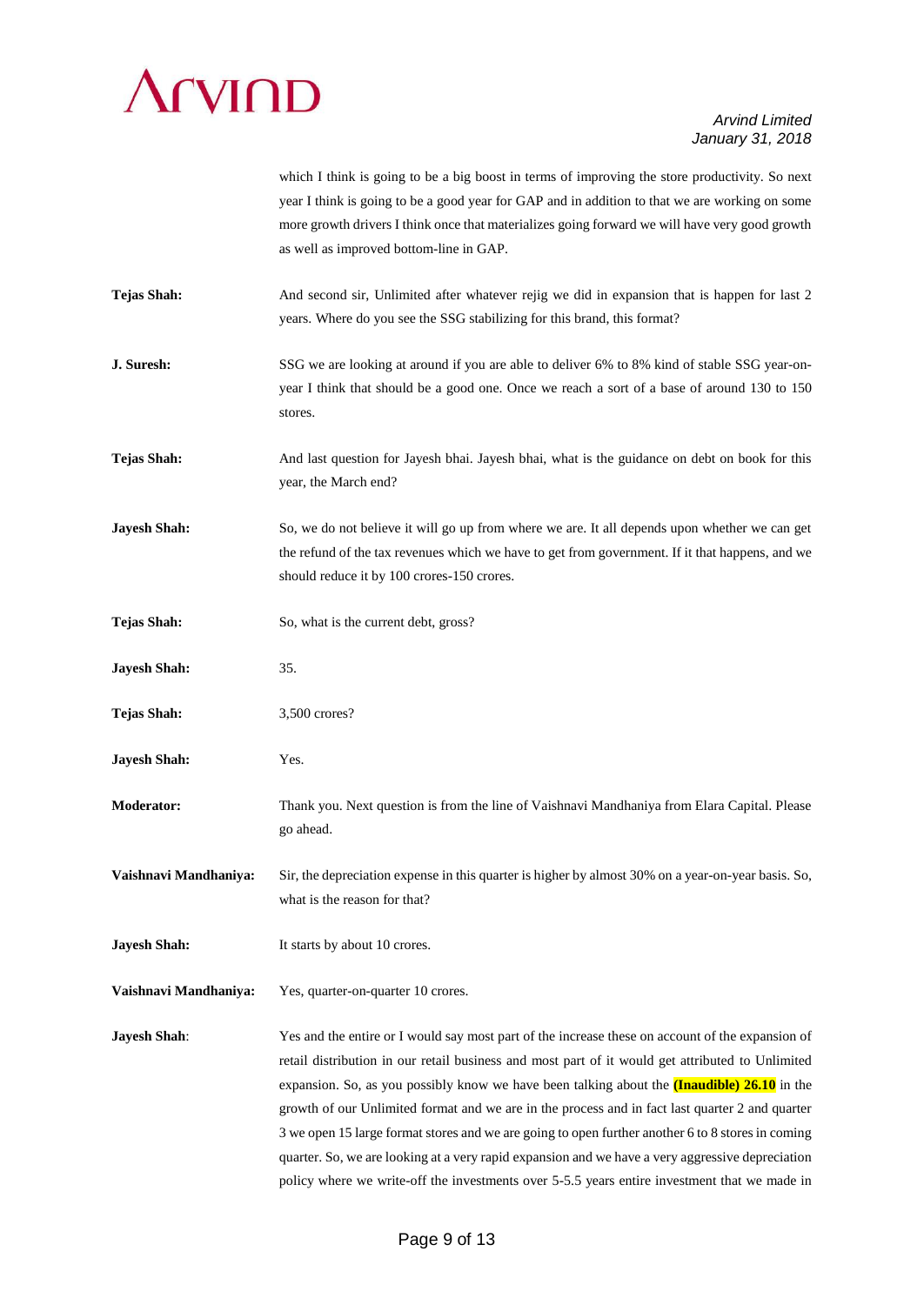which I think is going to be a big boost in terms of improving the store productivity. So next year I think is going to be a good year for GAP and in addition to that we are working on some more growth drivers I think once that materializes going forward we will have very good growth as well as improved bottom-line in GAP.

**Tejas Shah:** And second sir, Unlimited after whatever rejig we did in expansion that is happen for last 2 years. Where do you see the SSG stabilizing for this brand, this format?

**J. Suresh:** SSG we are looking at around if you are able to deliver 6% to 8% kind of stable SSG year-on-year I think that should be a good one. Once we reach a sort of a base of around 130 to 150 stores.

**Tejas Shah:** And last question for Jayesh bhai. Jayesh bhai, what is the guidance on debt on book for this year, the March end?

**Jayesh Shah:** So, we do not believe it will go up from where we are. It all depends upon whether we can get the refund of the tax revenues which we have to get from government. If it that happens, and we should reduce it by 100 crores-150 crores.

**Tejas Shah:** So, what is the current debt, gross?

**Jayesh Shah:** 35.

**Tejas Shah:** 3,500 crores?

**Jayesh Shah:** Yes.

**Moderator:** Thank you. Next question is from the line of Vaishnavi Mandhaniya from Elara Capital. Please go ahead.

**Vaishnavi Mandhaniya:** Sir, the depreciation expense in this quarter is higher by almost 30% on a year-on-year basis. So, what is the reason for that?

**Jayesh Shah:** It starts by about 10 crores.

**Vaishnavi Mandhaniya:** Yes, quarter-on-quarter 10 crores.

**Jayesh Shah**: Yes and the entire or I would say most part of the increase these on account of the expansion of retail distribution in our retail business and most part of it would get attributed to Unlimited expansion. So, as you possibly know we have been talking about the **(Inaudible) 26.10** in the growth of our Unlimited format and we are in the process and in fact last quarter 2 and quarter 3 we open 15 large format stores and we are going to open further another 6 to 8 stores in coming quarter. So, we are looking at a very rapid expansion and we have a very aggressive depreciation policy where we write-off the investments over 5-5.5 years entire investment that we made in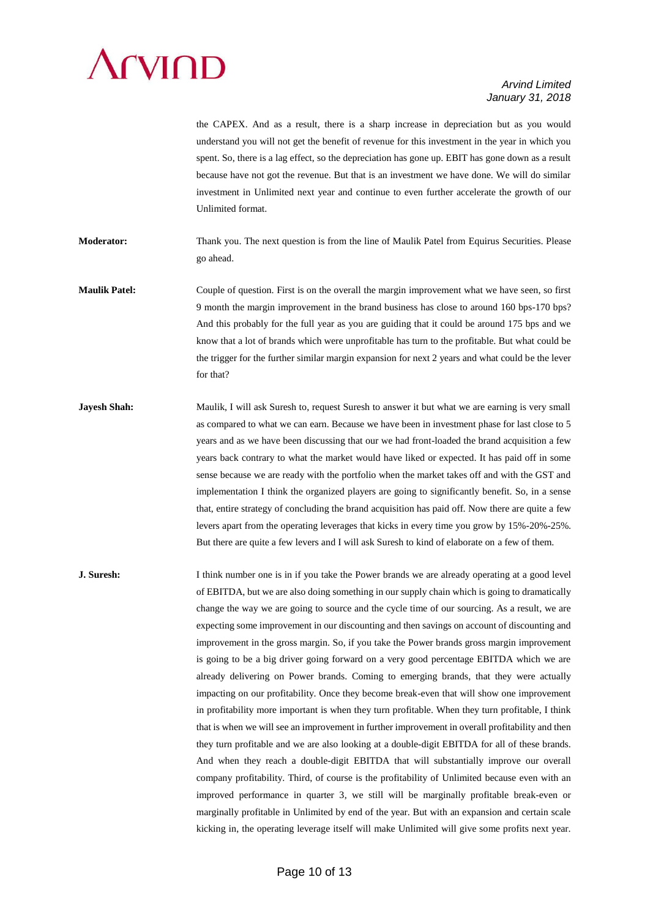the CAPEX. And as a result, there is a sharp increase in depreciation but as you would understand you will not get the benefit of revenue for this investment in the year in which you spent. So, there is a lag effect, so the depreciation has gone up. EBIT has gone down as a result because have not got the revenue. But that is an investment we have done. We will do similar investment in Unlimited next year and continue to even further accelerate the growth of our Unlimited format.

**Moderator:** Thank you. The next question is from the line of Maulik Patel from Equirus Securities. Please go ahead.

**Maulik Patel:** Couple of question. First is on the overall the margin improvement what we have seen, so first 9 month the margin improvement in the brand business has close to around 160 bps-170 bps? And this probably for the full year as you are guiding that it could be around 175 bps and we know that a lot of brands which were unprofitable has turn to the profitable. But what could be the trigger for the further similar margin expansion for next 2 years and what could be the lever for that?

**Jayesh Shah:** Maulik, I will ask Suresh to, request Suresh to answer it but what we are earning is very small as compared to what we can earn. Because we have been in investment phase for last close to 5 years and as we have been discussing that our we had front-loaded the brand acquisition a few years back contrary to what the market would have liked or expected. It has paid off in some sense because we are ready with the portfolio when the market takes off and with the GST and implementation I think the organized players are going to significantly benefit. So, in a sense that, entire strategy of concluding the brand acquisition has paid off. Now there are quite a few levers apart from the operating leverages that kicks in every time you grow by 15%-20%-25%. But there are quite a few levers and I will ask Suresh to kind of elaborate on a few of them.

**J. Suresh:** I think number one is in if you take the Power brands we are already operating at a good level of EBITDA, but we are also doing something in our supply chain which is going to dramatically change the way we are going to source and the cycle time of our sourcing. As a result, we are expecting some improvement in our discounting and then savings on account of discounting and improvement in the gross margin. So, if you take the Power brands gross margin improvement is going to be a big driver going forward on a very good percentage EBITDA which we are already delivering on Power brands. Coming to emerging brands, that they were actually impacting on our profitability. Once they become break-even that will show one improvement in profitability more important is when they turn profitable. When they turn profitable, I think that is when we will see an improvement in further improvement in overall profitability and then they turn profitable and we are also looking at a double-digit EBITDA for all of these brands. And when they reach a double-digit EBITDA that will substantially improve our overall company profitability. Third, of course is the profitability of Unlimited because even with an improved performance in quarter 3, we still will be marginally profitable break-even or marginally profitable in Unlimited by end of the year. But with an expansion and certain scale kicking in, the operating leverage itself will make Unlimited will give some profits next year.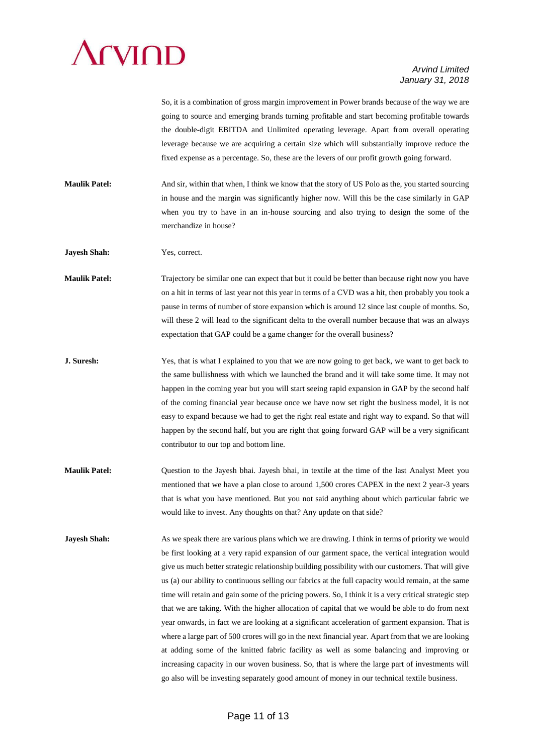So, it is a combination of gross margin improvement in Power brands because of the way we are going to source and emerging brands turning profitable and start becoming profitable towards the double-digit EBITDA and Unlimited operating leverage. Apart from overall operating leverage because we are acquiring a certain size which will substantially improve reduce the fixed expense as a percentage. So, these are the levers of our profit growth going forward.

**Maulik Patel:** And sir, within that when, I think we know that the story of US Polo as the, you started sourcing in house and the margin was significantly higher now. Will this be the case similarly in GAP when you try to have in an in-house sourcing and also trying to design the some of the merchandize in house?

**Jayesh Shah:** Yes, correct.

**Maulik Patel:** Trajectory be similar one can expect that but it could be better than because right now you have on a hit in terms of last year not this year in terms of a CVD was a hit, then probably you took a pause in terms of number of store expansion which is around 12 since last couple of months. So, will these 2 will lead to the significant delta to the overall number because that was an always expectation that GAP could be a game changer for the overall business?

**J. Suresh:** Yes, that is what I explained to you that we are now going to get back, we want to get back to the same bullishness with which we launched the brand and it will take some time. It may not happen in the coming year but you will start seeing rapid expansion in GAP by the second half of the coming financial year because once we have now set right the business model, it is not easy to expand because we had to get the right real estate and right way to expand. So that will happen by the second half, but you are right that going forward GAP will be a very significant contributor to our top and bottom line.

**Maulik Patel:** Question to the Jayesh bhai. Jayesh bhai, in textile at the time of the last Analyst Meet you mentioned that we have a plan close to around 1,500 crores CAPEX in the next 2 year-3 years that is what you have mentioned. But you not said anything about which particular fabric we would like to invest. Any thoughts on that? Any update on that side?

**Jayesh Shah:** As we speak there are various plans which we are drawing. I think in terms of priority we would be first looking at a very rapid expansion of our garment space, the vertical integration would give us much better strategic relationship building possibility with our customers. That will give us (a) our ability to continuous selling our fabrics at the full capacity would remain, at the same time will retain and gain some of the pricing powers. So, I think it is a very critical strategic step that we are taking. With the higher allocation of capital that we would be able to do from next year onwards, in fact we are looking at a significant acceleration of garment expansion. That is where a large part of 500 crores will go in the next financial year. Apart from that we are looking at adding some of the knitted fabric facility as well as some balancing and improving or increasing capacity in our woven business. So, that is where the large part of investments will go also will be investing separately good amount of money in our technical textile business.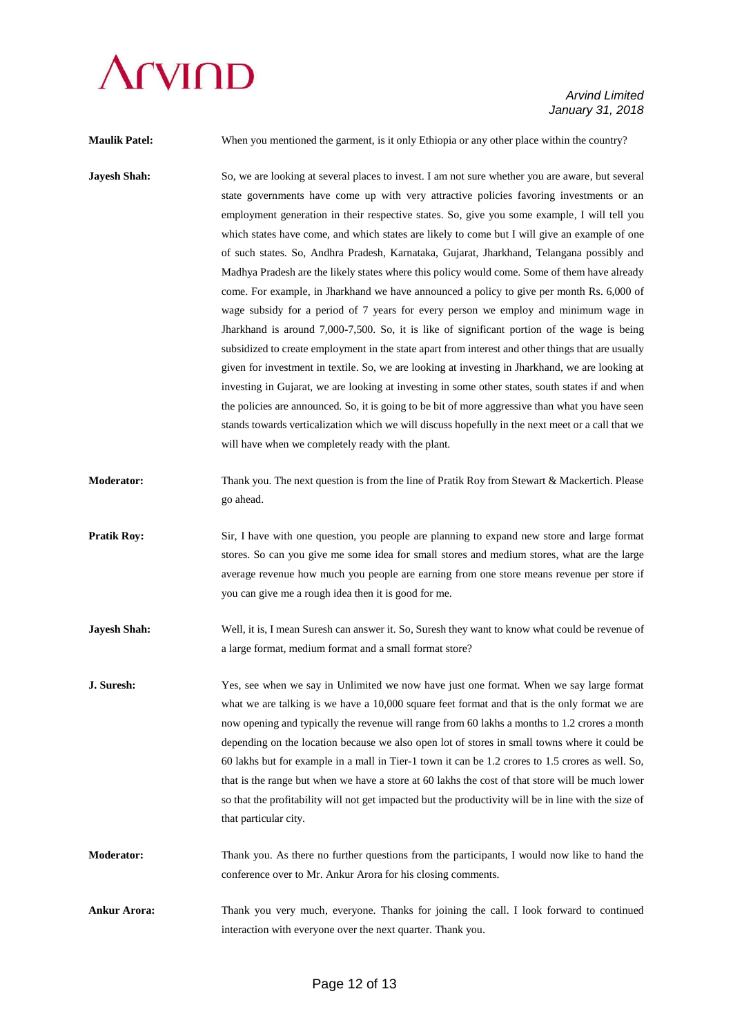**Maulik Patel:** When you mentioned the garment, is it only Ethiopia or any other place within the country?

**Jayesh Shah:** So, we are looking at several places to invest. I am not sure whether you are aware, but several state governments have come up with very attractive policies favoring investments or an employment generation in their respective states. So, give you some example, I will tell you which states have come, and which states are likely to come but I will give an example of one of such states. So, Andhra Pradesh, Karnataka, Gujarat, Jharkhand, Telangana possibly and Madhya Pradesh are the likely states where this policy would come. Some of them have already come. For example, in Jharkhand we have announced a policy to give per month Rs. 6,000 of wage subsidy for a period of 7 years for every person we employ and minimum wage in Jharkhand is around 7,000-7,500. So, it is like of significant portion of the wage is being subsidized to create employment in the state apart from interest and other things that are usually given for investment in textile. So, we are looking at investing in Jharkhand, we are looking at investing in Gujarat, we are looking at investing in some other states, south states if and when the policies are announced. So, it is going to be bit of more aggressive than what you have seen stands towards verticalization which we will discuss hopefully in the next meet or a call that we will have when we completely ready with the plant.

**Moderator:** Thank you. The next question is from the line of Pratik Roy from Stewart & Mackertich. Please go ahead.

**Pratik Roy:** Sir, I have with one question, you people are planning to expand new store and large format stores. So can you give me some idea for small stores and medium stores, what are the large average revenue how much you people are earning from one store means revenue per store if you can give me a rough idea then it is good for me.

**Jayesh Shah:** Well, it is, I mean Suresh can answer it. So, Suresh they want to know what could be revenue of a large format, medium format and a small format store?

**J. Suresh:** Yes, see when we say in Unlimited we now have just one format. When we say large format what we are talking is we have a 10,000 square feet format and that is the only format we are now opening and typically the revenue will range from 60 lakhs a months to 1.2 crores a month depending on the location because we also open lot of stores in small towns where it could be 60 lakhs but for example in a mall in Tier-1 town it can be 1.2 crores to 1.5 crores as well. So, that is the range but when we have a store at 60 lakhs the cost of that store will be much lower so that the profitability will not get impacted but the productivity will be in line with the size of that particular city.

**Moderator:** Thank you. As there no further questions from the participants, I would now like to hand the conference over to Mr. Ankur Arora for his closing comments.

**Ankur Arora:** Thank you very much, everyone. Thanks for joining the call. I look forward to continued interaction with everyone over the next quarter. Thank you.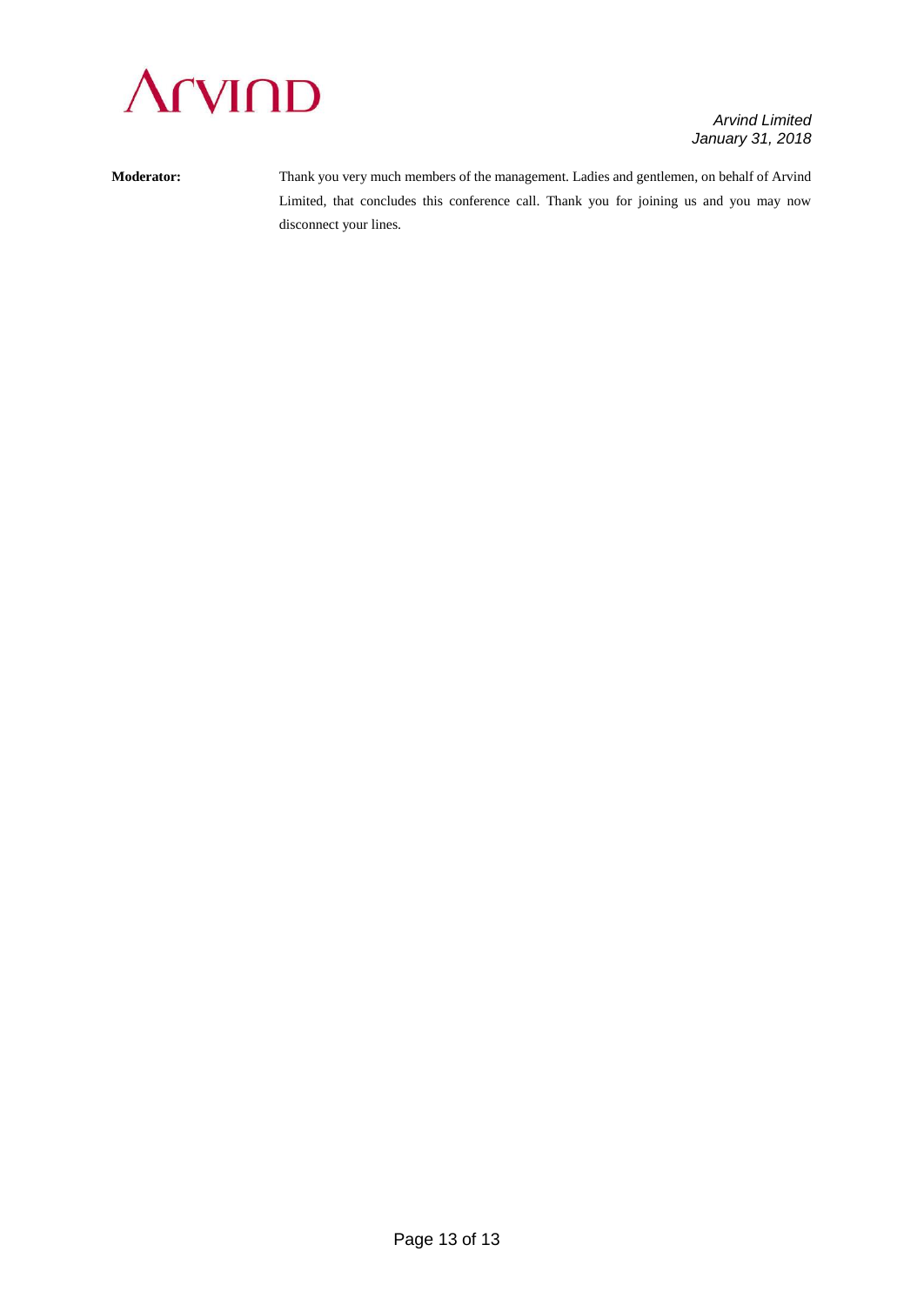**Moderator:** Thank you very much members of the management. Ladies and gentlemen, on behalf of Arvind Limited, that concludes this conference call. Thank you for joining us and you may now disconnect your lines.